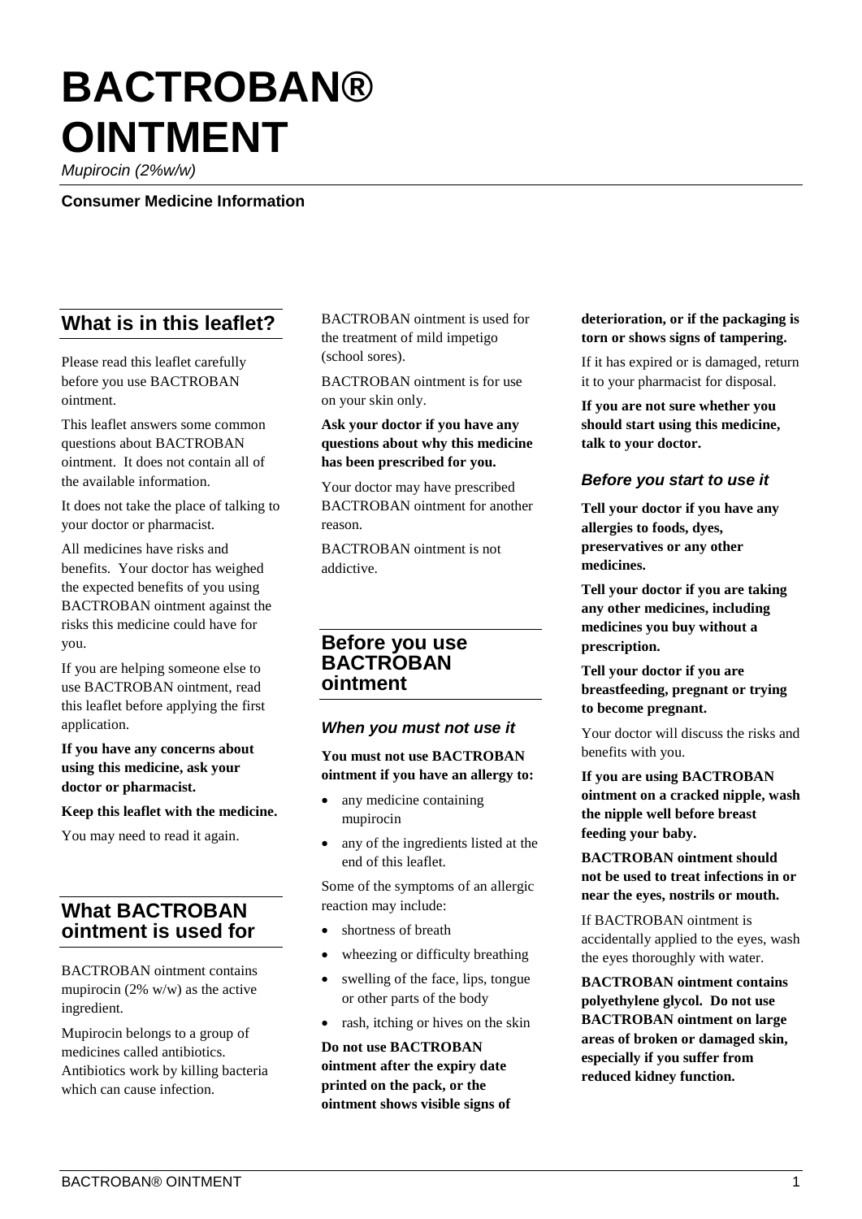# BACTROBAN® OINTMENT

*Mupirocin (2%w/w)*

**Consumer Medicine Information**

## What is in this leaflet?

Please read this leaflet carefully before you use BACTROBAN ointment.

This leaflet answers some common questions about BACTROBAN ointment. It does not contain all of the available information.

It does not take the place of talking to your doctor or pharmacist.

All medicines have risks and benefits. Your doctor has weighed the expected benefits of you using BACTROBAN ointment against the risks this medicine could have for you.

If you are helping someone else to use BACTROBAN ointment, read this leaflet before applying the first application.

**If you have any concerns about using this medicine, ask your doctor or pharmacist.**

**Keep this leaflet with the medicine.**

You may need to read it again.

## What BACTROBAN ointment is used for

BACTROBAN ointment contains mupirocin (2% w/w) as the active ingredient.

Mupirocin belongs to a group of medicines called antibiotics. Antibiotics work by killing bacteria which can cause infection.

BACTROBAN ointment is used for the treatment of mild impetigo (school sores).

BACTROBAN ointment is for use on your skin only.

**Ask your doctor if you have any questions about why this medicine has been prescribed for you.**

Your doctor may have prescribed BACTROBAN ointment for another reason.

BACTROBAN ointment is not addictive.

## Before you use BACTROBAN ointment

### *When you must not use it*

**You must not use BACTROBAN ointment if you have an allergy to:**

- any medicine containing mupirocin
- any of the ingredients listed at the end of this leaflet.

Some of the symptoms of an allergic reaction may include:

- shortness of breath
- wheezing or difficulty breathing
- swelling of the face, lips, tongue or other parts of the body
- rash, itching or hives on the skin

**Do not use BACTROBAN ointment after the expiry date printed on the pack, or the ointment shows visible signs of deterioration, or if the packaging is torn or shows signs of tampering.**

If it has expired or is damaged, return it to your pharmacist for disposal.

**If you are not sure whether you should start using this medicine, talk to your doctor.**

### *Before you start to use it*

**Tell your doctor if you have any allergies to foods, dyes, preservatives or any other medicines.**

**Tell your doctor if you are taking any other medicines, including medicines you buy without a prescription.**

**Tell your doctor if you are breastfeeding, pregnant or trying to become pregnant.**

Your doctor will discuss the risks and benefits with you.

**If you are using BACTROBAN ointment on a cracked nipple, wash the nipple well before breast feeding your baby.**

**BACTROBAN ointment should not be used to treat infections in or near the eyes, nostrils or mouth.**

If BACTROBAN ointment is accidentally applied to the eyes, wash the eyes thoroughly with water.

**BACTROBAN ointment contains polyethylene glycol. Do not use BACTROBAN ointment on large areas of broken or damaged skin, especially if you suffer from reduced kidney function.**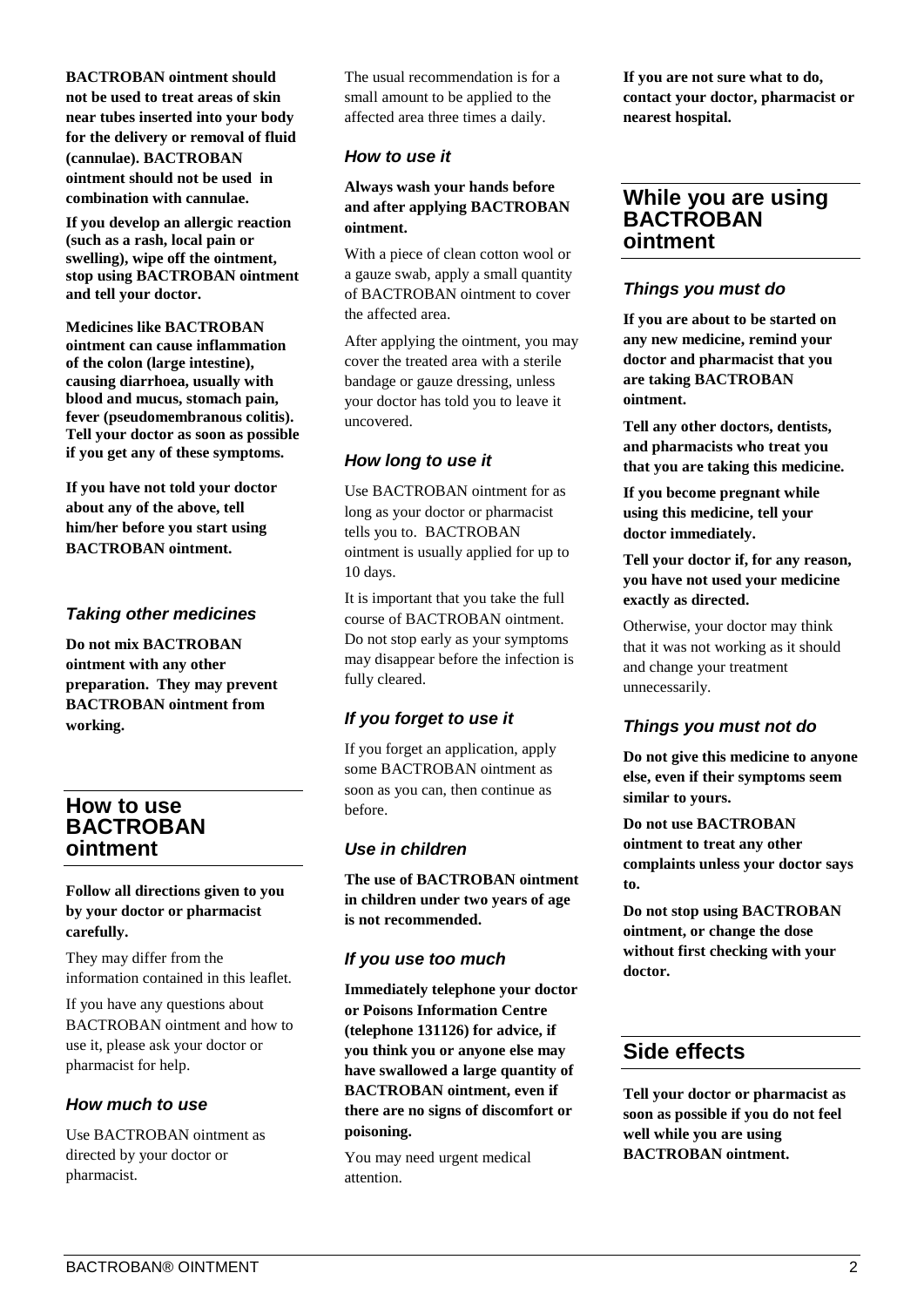**BACTROBAN ointment should not be used to treat areas of skin near tubes inserted into your body for the delivery or removal of fluid (cannulae). BACTROBAN ointment should not be used in combination with cannulae.**

**If you develop an allergic reaction (such as a rash, local pain or swelling), wipe off the ointment, stop using BACTROBAN ointment and tell your doctor.**

**Medicines like BACTROBAN ointment can cause inflammation of the colon (large intestine), causing diarrhoea, usually with blood and mucus, stomach pain, fever (pseudomembranous colitis). Tell your doctor as soon as possible if you get any of these symptoms.**

**If you have not told your doctor about any of the above, tell him/her before you start using BACTROBAN ointment.**

### *Taking other medicines*

**Do not mix BACTROBAN ointment with any other preparation. They may prevent BACTROBAN ointment from working.**

## How to use BACTROBAN ointment

**Follow all directions given to you by your doctor or pharmacist carefully.**

They may differ from the information contained in this leaflet.

If you have any questions about BACTROBAN ointment and how to use it, please ask your doctor or pharmacist for help.

### *How much to use*

Use BACTROBAN ointment as directed by your doctor or pharmacist.

The usual recommendation is for a small amount to be applied to the affected area three times a daily.

### *How to use it*

**Always wash your hands before and after applying BACTROBAN ointment.**

With a piece of clean cotton wool or a gauze swab, apply a small quantity of BACTROBAN ointment to cover the affected area.

After applying the ointment, you may cover the treated area with a sterile bandage or gauze dressing, unless your doctor has told you to leave it uncovered.

### *How long to use it*

Use BACTROBAN ointment for as long as your doctor or pharmacist tells you to. BACTROBAN ointment is usually applied for up to 10 days.

It is important that you take the full course of BACTROBAN ointment. Do not stop early as your symptoms may disappear before the infection is fully cleared.

### *If you forget to use it*

If you forget an application, apply some BACTROBAN ointment as soon as you can, then continue as before.

### *Use in children*

**The use of BACTROBAN ointment in children under two years of age is not recommended.**

### *If you use too much*

**Immediately telephone your doctor or Poisons Information Centre (telephone 131126) for advice, if you think you or anyone else may have swallowed a large quantity of BACTROBAN ointment, even if there are no signs of discomfort or poisoning.**

You may need urgent medical attention.

**If you are not sure what to do, contact your doctor, pharmacist or nearest hospital.**

## While you are using BACTROBAN ointment

### *Things you must do*

**If you are about to be started on any new medicine, remind your doctor and pharmacist that you are taking BACTROBAN ointment.**

**Tell any other doctors, dentists, and pharmacists who treat you that you are taking this medicine.**

**If you become pregnant while using this medicine, tell your doctor immediately.**

**Tell your doctor if, for any reason, you have not used your medicine exactly as directed.**

Otherwise, your doctor may think that it was not working as it should and change your treatment unnecessarily.

### *Things you must not do*

**Do not give this medicine to anyone else, even if their symptoms seem similar to yours.**

**Do not use BACTROBAN ointment to treat any other complaints unless your doctor says to.**

**Do not stop using BACTROBAN ointment, or change the dose without first checking with your doctor.**

## Side effects

**Tell your doctor or pharmacist as soon as possible if you do not feel well while you are using BACTROBAN ointment.**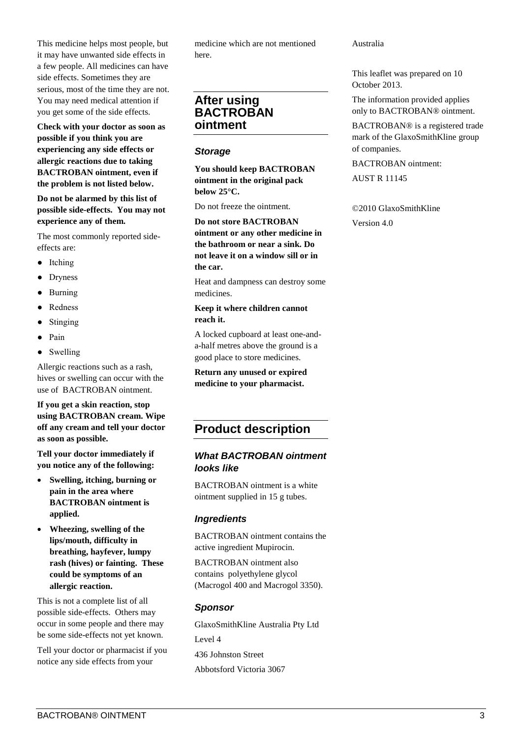This medicine helps most people, but it may have unwanted side effects in a few people. All medicines can have side effects. Sometimes they are serious, most of the time they are not. You may need medical attention if you get some of the side effects.

**Check with your doctor as soon as possible if you think you are experiencing any side effects or allergic reactions due to taking BACTROBAN ointment, even if the problem is not listed below.**

**Do not be alarmed by this list of possible side-effects. You may not experience any of them.**

The most commonly reported side-effects are:

- Itching
- Dryness
- Burning
- Redness
- Stinging
- Pain
- Swelling

Allergic reactions such as a rash, hives or swelling can occur with the use of BACTROBAN ointment.

**If you get a skin reaction, stop using BACTROBAN cream. Wipe off any cream and tell your doctor as soon as possible.**

**Tell your doctor immediately if you notice any of the following:**

- **Swelling, itching, burning or pain in the area where BACTROBAN ointment is applied.**
- **Wheezing, swelling of the lips/mouth, difficulty in breathing, hayfever, lumpy rash (hives) or fainting. These could be symptoms of an allergic reaction.**

This is not a complete list of all possible side-effects. Others may occur in some people and there may be some side-effects not yet known.

Tell your doctor or pharmacist if you notice any side effects from your medicine which are not mentioned here.

## After using BACTROBAN ointment

### *Storage*

**You should keep BACTROBAN ointment in the original pack below 25°C.**

Do not freeze the ointment.

**Do not store BACTROBAN ointment or any other medicine in the bathroom or near a sink. Do not leave it on a window sill or in the car.**

Heat and dampness can destroy some medicines.

**Keep it where children cannot reach it.**

A locked cupboard at least one-and-a-half metres above the ground is a good place to store medicines.

**Return any unused or expired medicine to your pharmacist.**

## Product description

### *What BACTROBAN ointment looks like*

BACTROBAN ointment is a white ointment supplied in 15 g tubes.

### *Ingredients*

BACTROBAN ointment contains the active ingredient Mupirocin.

BACTROBAN ointment also contains polyethylene glycol (Macrogol 400 and Macrogol 3350).

### *Sponsor*

GlaxoSmithKline Australia Pty Ltd

Level 4

436 Johnston Street

Abbotsford Victoria 3067

Australia

This leaflet was prepared on 10 October 2013.

The information provided applies only to BACTROBAN® ointment.

BACTROBAN® is a registered trade mark of the GlaxoSmithKline group of companies.

BACTROBAN ointment:

AUST R 11145

©2010 GlaxoSmithKline

Version 4.0